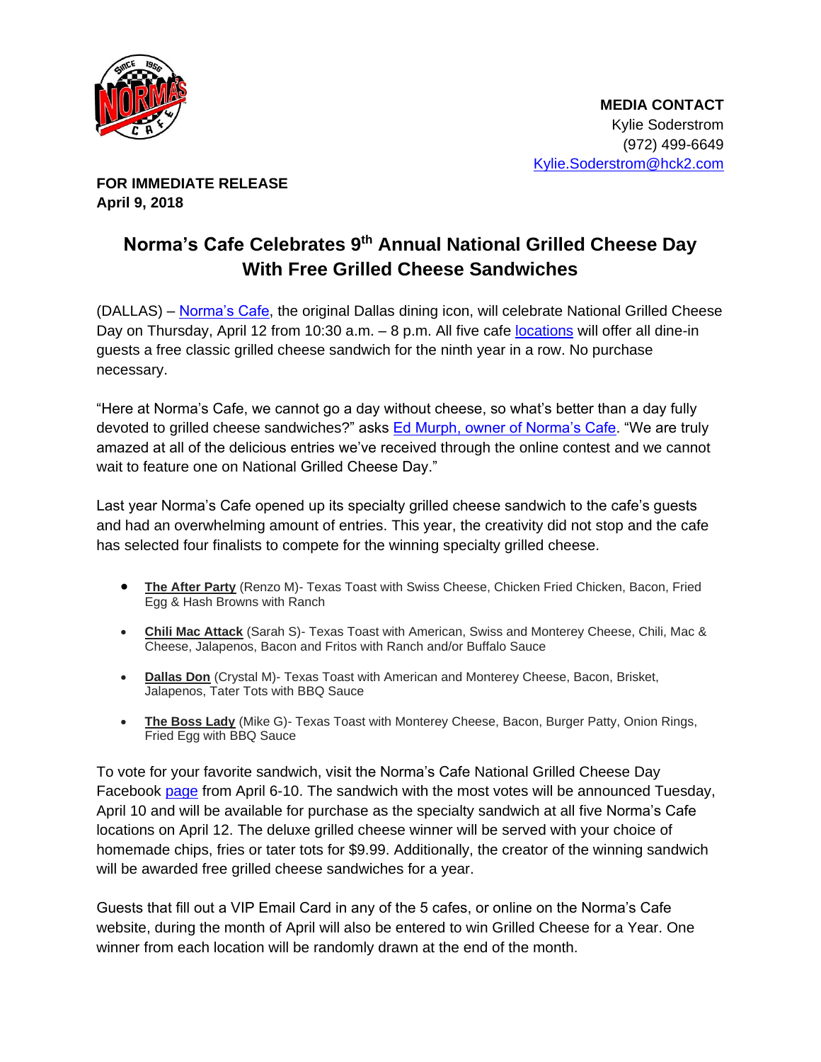**MEDIA CONTACT**
Kylie Soderstrom
(972) 499-6649
Kylie.Soderstrom@hck2.com

**FOR IMMEDIATE RELEASE**
**April 9, 2018**

# Norma's Cafe Celebrates 9th Annual National Grilled Cheese Day With Free Grilled Cheese Sandwiches

(DALLAS) – Norma's Cafe, the original Dallas dining icon, will celebrate National Grilled Cheese Day on Thursday, April 12 from 10:30 a.m. – 8 p.m. All five cafe locations will offer all dine-in guests a free classic grilled cheese sandwich for the ninth year in a row. No purchase necessary.

"Here at Norma's Cafe, we cannot go a day without cheese, so what's better than a day fully devoted to grilled cheese sandwiches?" asks Ed Murph, owner of Norma's Cafe. "We are truly amazed at all of the delicious entries we've received through the online contest and we cannot wait to feature one on National Grilled Cheese Day."

Last year Norma's Cafe opened up its specialty grilled cheese sandwich to the cafe's guests and had an overwhelming amount of entries. This year, the creativity did not stop and the cafe has selected four finalists to compete for the winning specialty grilled cheese.

- **The After Party** (Renzo M)- Texas Toast with Swiss Cheese, Chicken Fried Chicken, Bacon, Fried Egg & Hash Browns with Ranch
- **Chili Mac Attack** (Sarah S)- Texas Toast with American, Swiss and Monterey Cheese, Chili, Mac & Cheese, Jalapenos, Bacon and Fritos with Ranch and/or Buffalo Sauce
- **Dallas Don** (Crystal M)- Texas Toast with American and Monterey Cheese, Bacon, Brisket, Jalapenos, Tater Tots with BBQ Sauce
- **The Boss Lady** (Mike G)- Texas Toast with Monterey Cheese, Bacon, Burger Patty, Onion Rings, Fried Egg with BBQ Sauce

To vote for your favorite sandwich, visit the Norma's Cafe National Grilled Cheese Day Facebook page from April 6-10. The sandwich with the most votes will be announced Tuesday, April 10 and will be available for purchase as the specialty sandwich at all five Norma's Cafe locations on April 12. The deluxe grilled cheese winner will be served with your choice of homemade chips, fries or tater tots for $9.99. Additionally, the creator of the winning sandwich will be awarded free grilled cheese sandwiches for a year.

Guests that fill out a VIP Email Card in any of the 5 cafes, or online on the Norma's Cafe website, during the month of April will also be entered to win Grilled Cheese for a Year. One winner from each location will be randomly drawn at the end of the month.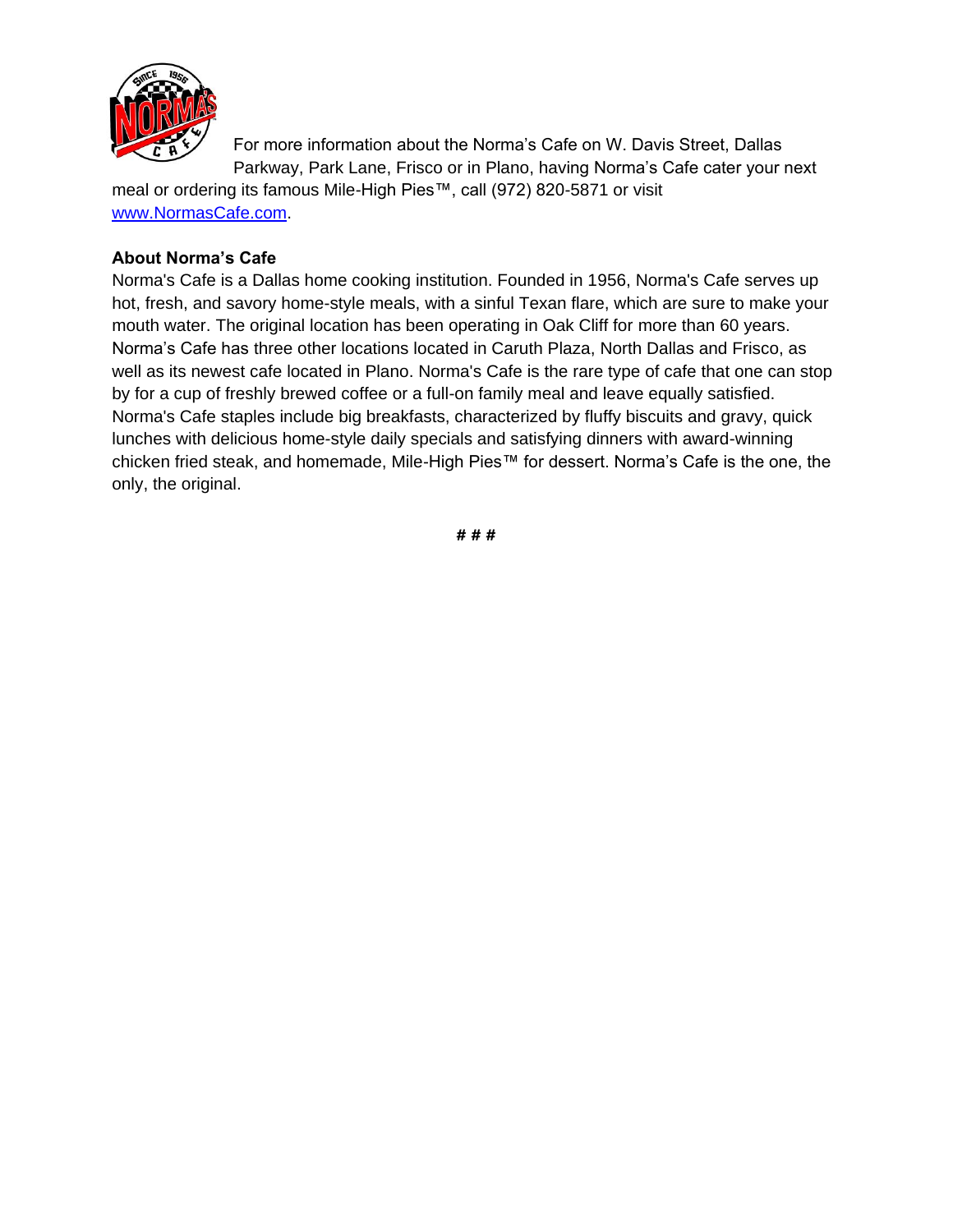For more information about the Norma's Cafe on W. Davis Street, Dallas Parkway, Park Lane, Frisco or in Plano, having Norma's Cafe cater your next meal or ordering its famous Mile-High Pies™, call (972) 820-5871 or visit www.NormasCafe.com.

**About Norma's Cafe**

Norma's Cafe is a Dallas home cooking institution. Founded in 1956, Norma's Cafe serves up hot, fresh, and savory home-style meals, with a sinful Texan flare, which are sure to make your mouth water. The original location has been operating in Oak Cliff for more than 60 years. Norma's Cafe has three other locations located in Caruth Plaza, North Dallas and Frisco, as well as its newest cafe located in Plano. Norma's Cafe is the rare type of cafe that one can stop by for a cup of freshly brewed coffee or a full-on family meal and leave equally satisfied. Norma's Cafe staples include big breakfasts, characterized by fluffy biscuits and gravy, quick lunches with delicious home-style daily specials and satisfying dinners with award-winning chicken fried steak, and homemade, Mile-High Pies™ for dessert. Norma's Cafe is the one, the only, the original.

**# # #**